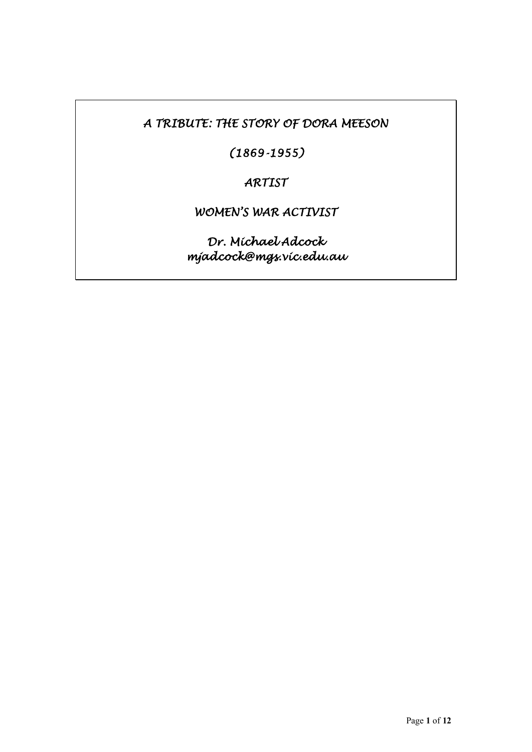# *A TRIBUTE: THE STORY OF DORA MEESON*

## *(1869-1955)*

## *ARTIST*

## *WOMEN'S WAR ACTIVIST*

*Dr. Michael Adcock*
*mjadcock@mgs.vic.edu.au*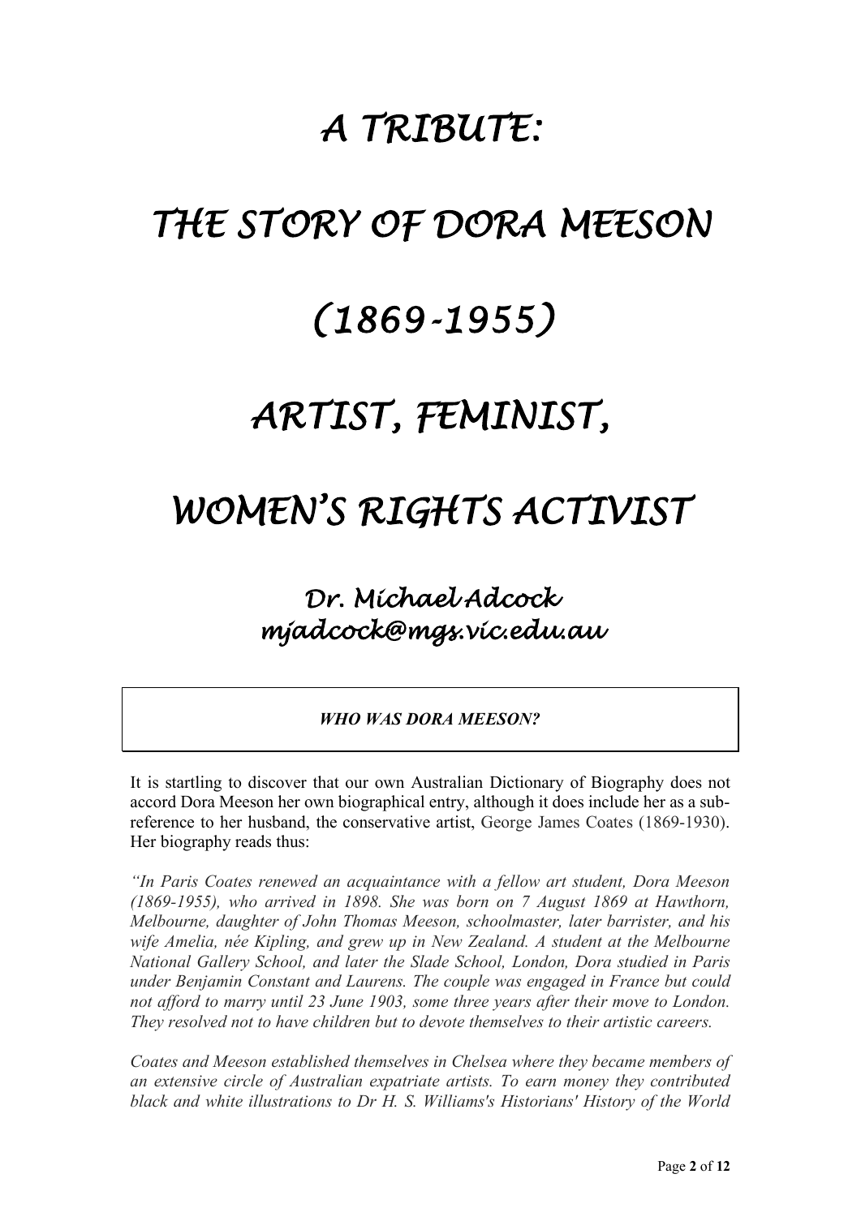# *A TRIBUTE:*

# *THE STORY OF DORA MEESON*

# *(1869-1955)*

# *ARTIST, FEMINIST,*

# *WOMEN'S RIGHTS ACTIVIST*

### *Dr. Michael Adcock*
### *mjadcock@mgs.vic.edu.au*

***WHO WAS DORA MEESON?***

It is startling to discover that our own Australian Dictionary of Biography does not accord Dora Meeson her own biographical entry, although it does include her as a sub-reference to her husband, the conservative artist, George James Coates (1869-1930). Her biography reads thus:

*"In Paris Coates renewed an acquaintance with a fellow art student, Dora Meeson (1869-1955), who arrived in 1898. She was born on 7 August 1869 at Hawthorn, Melbourne, daughter of John Thomas Meeson, schoolmaster, later barrister, and his wife Amelia, née Kipling, and grew up in New Zealand. A student at the Melbourne National Gallery School, and later the Slade School, London, Dora studied in Paris under Benjamin Constant and Laurens. The couple was engaged in France but could not afford to marry until 23 June 1903, some three years after their move to London. They resolved not to have children but to devote themselves to their artistic careers.*

*Coates and Meeson established themselves in Chelsea where they became members of an extensive circle of Australian expatriate artists. To earn money they contributed black and white illustrations to Dr H. S. Williams's Historians' History of the World*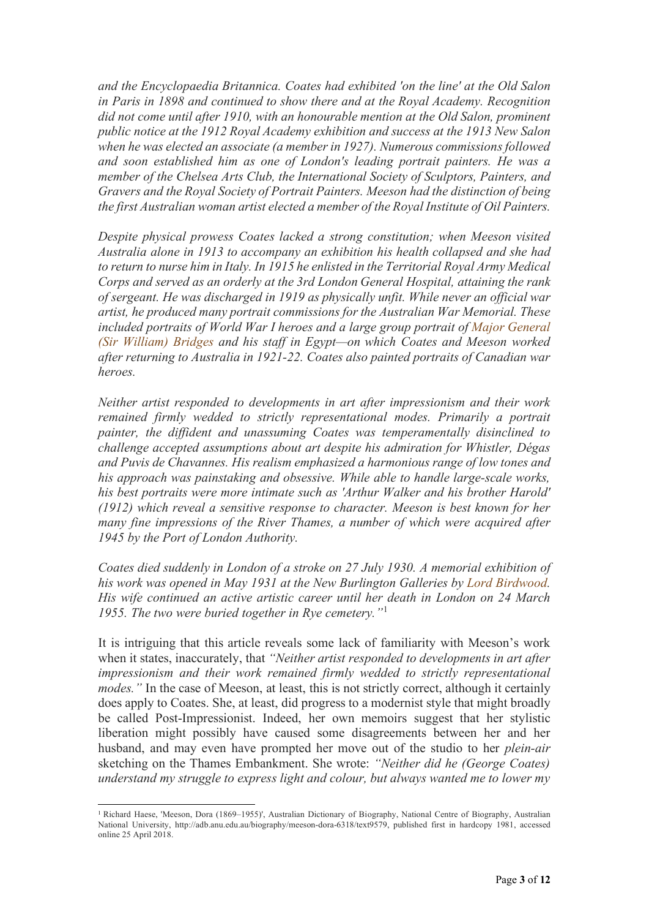*and the Encyclopaedia Britannica. Coates had exhibited 'on the line' at the Old Salon in Paris in 1898 and continued to show there and at the Royal Academy. Recognition did not come until after 1910, with an honourable mention at the Old Salon, prominent public notice at the 1912 Royal Academy exhibition and success at the 1913 New Salon when he was elected an associate (a member in 1927). Numerous commissions followed and soon established him as one of London's leading portrait painters. He was a member of the Chelsea Arts Club, the International Society of Sculptors, Painters, and Gravers and the Royal Society of Portrait Painters. Meeson had the distinction of being the first Australian woman artist elected a member of the Royal Institute of Oil Painters.*

*Despite physical prowess Coates lacked a strong constitution; when Meeson visited Australia alone in 1913 to accompany an exhibition his health collapsed and she had to return to nurse him in Italy. In 1915 he enlisted in the Territorial Royal Army Medical Corps and served as an orderly at the 3rd London General Hospital, attaining the rank of sergeant. He was discharged in 1919 as physically unfit. While never an official war artist, he produced many portrait commissions for the Australian War Memorial. These included portraits of World War I heroes and a large group portrait of Major General (Sir William) Bridges and his staff in Egypt—on which Coates and Meeson worked after returning to Australia in 1921-22. Coates also painted portraits of Canadian war heroes.*

*Neither artist responded to developments in art after impressionism and their work remained firmly wedded to strictly representational modes. Primarily a portrait painter, the diffident and unassuming Coates was temperamentally disinclined to challenge accepted assumptions about art despite his admiration for Whistler, Dégas and Puvis de Chavannes. His realism emphasized a harmonious range of low tones and his approach was painstaking and obsessive. While able to handle large-scale works, his best portraits were more intimate such as 'Arthur Walker and his brother Harold' (1912) which reveal a sensitive response to character. Meeson is best known for her many fine impressions of the River Thames, a number of which were acquired after 1945 by the Port of London Authority.*

*Coates died suddenly in London of a stroke on 27 July 1930. A memorial exhibition of his work was opened in May 1931 at the New Burlington Galleries by Lord Birdwood. His wife continued an active artistic career until her death in London on 24 March 1955. The two were buried together in Rye cemetery."*[1]

It is intriguing that this article reveals some lack of familiarity with Meeson's work when it states, inaccurately, that *"Neither artist responded to developments in art after impressionism and their work remained firmly wedded to strictly representational modes."* In the case of Meeson, at least, this is not strictly correct, although it certainly does apply to Coates. She, at least, did progress to a modernist style that might broadly be called Post-Impressionist. Indeed, her own memoirs suggest that her stylistic liberation might possibly have caused some disagreements between her and her husband, and may even have prompted her move out of the studio to her *plein-air* sketching on the Thames Embankment. She wrote: *"Neither did he (George Coates) understand my struggle to express light and colour, but always wanted me to lower my*

[1] Richard Haese, 'Meeson, Dora (1869–1955)', Australian Dictionary of Biography, National Centre of Biography, Australian National University, http://adb.anu.edu.au/biography/meeson-dora-6318/text9579, published first in hardcopy 1981, accessed online 25 April 2018.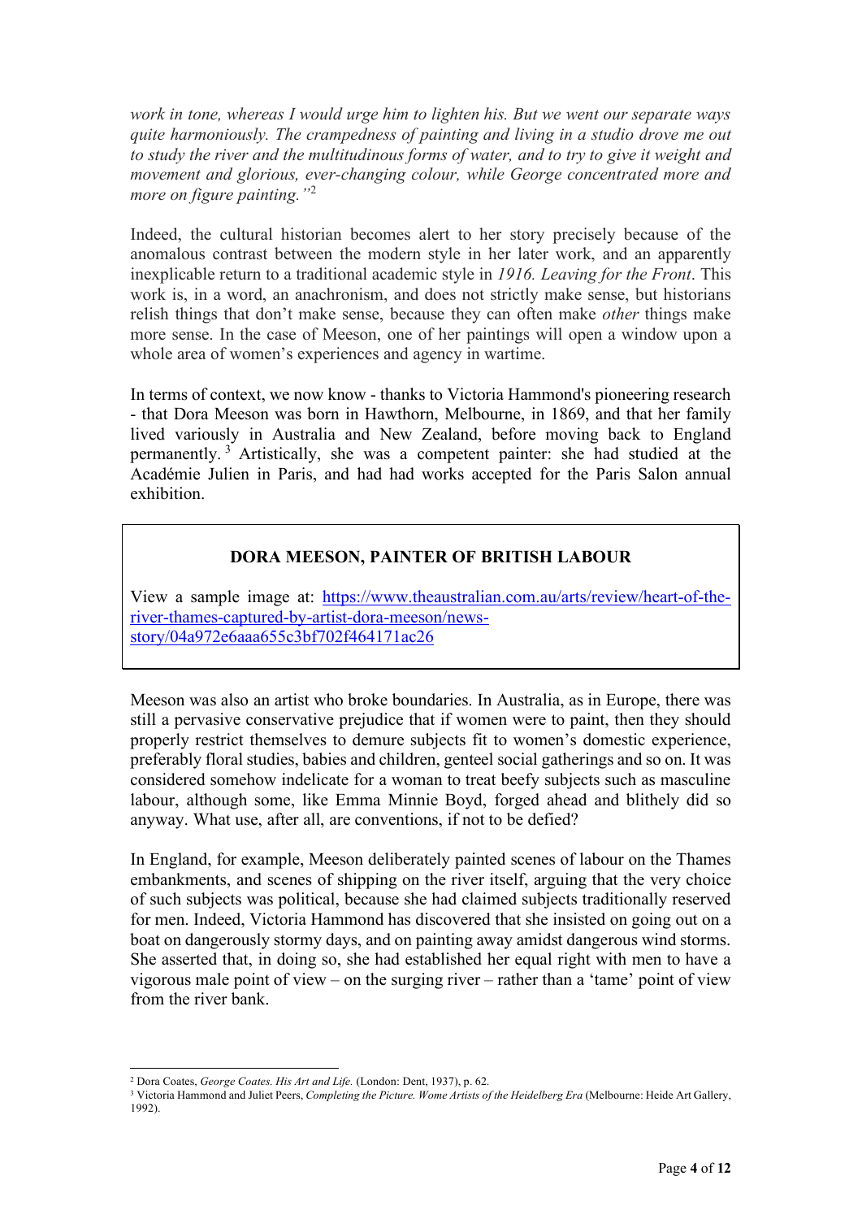*work in tone, whereas I would urge him to lighten his. But we went our separate ways quite harmoniously. The crampedness of painting and living in a studio drove me out to study the river and the multitudinous forms of water, and to try to give it weight and movement and glorious, ever-changing colour, while George concentrated more and more on figure painting."*[2]

Indeed, the cultural historian becomes alert to her story precisely because of the anomalous contrast between the modern style in her later work, and an apparently inexplicable return to a traditional academic style in *1916. Leaving for the Front*. This work is, in a word, an anachronism, and does not strictly make sense, but historians relish things that don't make sense, because they can often make *other* things make more sense. In the case of Meeson, one of her paintings will open a window upon a whole area of women's experiences and agency in wartime.

In terms of context, we now know - thanks to Victoria Hammond's pioneering research - that Dora Meeson was born in Hawthorn, Melbourne, in 1869, and that her family lived variously in Australia and New Zealand, before moving back to England permanently.[3] Artistically, she was a competent painter: she had studied at the Académie Julien in Paris, and had had works accepted for the Paris Salon annual exhibition.

> **DORA MEESON, PAINTER OF BRITISH LABOUR**
>
> View a sample image at: https://www.theaustralian.com.au/arts/review/heart-of-the-river-thames-captured-by-artist-dora-meeson/news-story/04a972e6aaa655c3bf702f464171ac26

Meeson was also an artist who broke boundaries. In Australia, as in Europe, there was still a pervasive conservative prejudice that if women were to paint, then they should properly restrict themselves to demure subjects fit to women's domestic experience, preferably floral studies, babies and children, genteel social gatherings and so on. It was considered somehow indelicate for a woman to treat beefy subjects such as masculine labour, although some, like Emma Minnie Boyd, forged ahead and blithely did so anyway. What use, after all, are conventions, if not to be defied?

In England, for example, Meeson deliberately painted scenes of labour on the Thames embankments, and scenes of shipping on the river itself, arguing that the very choice of such subjects was political, because she had claimed subjects traditionally reserved for men. Indeed, Victoria Hammond has discovered that she insisted on going out on a boat on dangerously stormy days, and on painting away amidst dangerous wind storms. She asserted that, in doing so, she had established her equal right with men to have a vigorous male point of view – on the surging river – rather than a 'tame' point of view from the river bank.

---

[2] Dora Coates, *George Coates. His Art and Life.* (London: Dent, 1937), p. 62.

[3] Victoria Hammond and Juliet Peers, *Completing the Picture. Wome Artists of the Heidelberg Era* (Melbourne: Heide Art Gallery, 1992).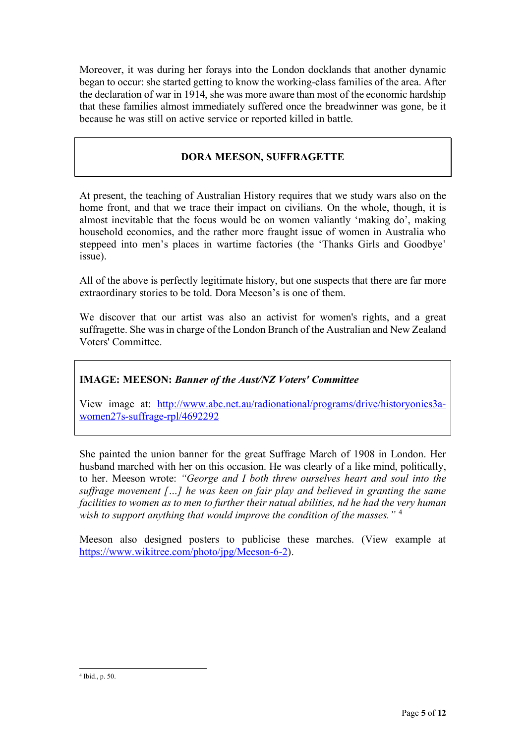Moreover, it was during her forays into the London docklands that another dynamic began to occur: she started getting to know the working-class families of the area. After the declaration of war in 1914, she was more aware than most of the economic hardship that these families almost immediately suffered once the breadwinner was gone, be it because he was still on active service or reported killed in battle.

## DORA MEESON, SUFFRAGETTE

At present, the teaching of Australian History requires that we study wars also on the home front, and that we trace their impact on civilians. On the whole, though, it is almost inevitable that the focus would be on women valiantly 'making do', making household economies, and the rather more fraught issue of women in Australia who steppeed into men's places in wartime factories (the 'Thanks Girls and Goodbye' issue).

All of the above is perfectly legitimate history, but one suspects that there are far more extraordinary stories to be told. Dora Meeson's is one of them.

We discover that our artist was also an activist for women's rights, and a great suffragette. She was in charge of the London Branch of the Australian and New Zealand Voters' Committee.

**IMAGE: MEESON:** ***Banner of the Aust/NZ Voters' Committee***

View image at: [http://www.abc.net.au/radionational/programs/drive/historyonics3a-women27s-suffrage-rpl/4692292](http://www.abc.net.au/radionational/programs/drive/historyonics3a-women27s-suffrage-rpl/4692292)

She painted the union banner for the great Suffrage March of 1908 in London. Her husband marched with her on this occasion. He was clearly of a like mind, politically, to her. Meeson wrote: *"George and I both threw ourselves heart and soul into the suffrage movement […] he was keen on fair play and believed in granting the same facilities to women as to men to further their natual abilities, nd he had the very human wish to support anything that would improve the condition of the masses."* [4]

Meeson also designed posters to publicise these marches. (View example at [https://www.wikitree.com/photo/jpg/Meeson-6-2](https://www.wikitree.com/photo/jpg/Meeson-6-2)).

---

[4] Ibid., p. 50.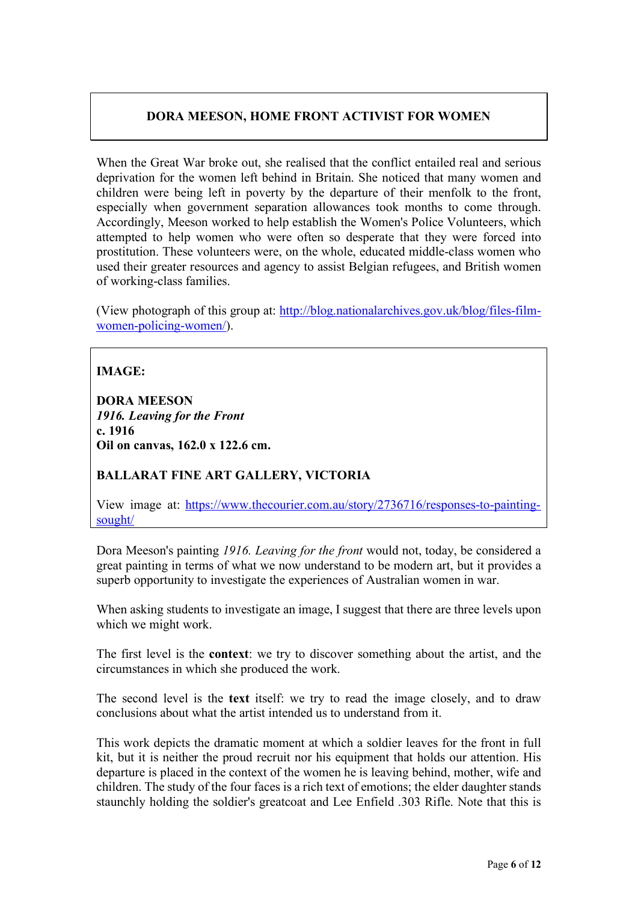## DORA MEESON, HOME FRONT ACTIVIST FOR WOMEN

When the Great War broke out, she realised that the conflict entailed real and serious deprivation for the women left behind in Britain. She noticed that many women and children were being left in poverty by the departure of their menfolk to the front, especially when government separation allowances took months to come through. Accordingly, Meeson worked to help establish the Women's Police Volunteers, which attempted to help women who were often so desperate that they were forced into prostitution. These volunteers were, on the whole, educated middle-class women who used their greater resources and agency to assist Belgian refugees, and British women of working-class families.

(View photograph of this group at: [http://blog.nationalarchives.gov.uk/blog/files-film-women-policing-women/](http://blog.nationalarchives.gov.uk/blog/files-film-women-policing-women/)).

**IMAGE:**

**DORA MEESON**
***1916. Leaving for the Front***
**c. 1916**
**Oil on canvas, 162.0 x 122.6 cm.**

**BALLARAT FINE ART GALLERY, VICTORIA**

View image at: [https://www.thecourier.com.au/story/2736716/responses-to-painting-sought/](https://www.thecourier.com.au/story/2736716/responses-to-painting-sought/)

Dora Meeson's painting *1916. Leaving for the front* would not, today, be considered a great painting in terms of what we now understand to be modern art, but it provides a superb opportunity to investigate the experiences of Australian women in war.

When asking students to investigate an image, I suggest that there are three levels upon which we might work.

The first level is the **context**: we try to discover something about the artist, and the circumstances in which she produced the work.

The second level is the **text** itself: we try to read the image closely, and to draw conclusions about what the artist intended us to understand from it.

This work depicts the dramatic moment at which a soldier leaves for the front in full kit, but it is neither the proud recruit nor his equipment that holds our attention. His departure is placed in the context of the women he is leaving behind, mother, wife and children. The study of the four faces is a rich text of emotions; the elder daughter stands staunchly holding the soldier's greatcoat and Lee Enfield .303 Rifle. Note that this is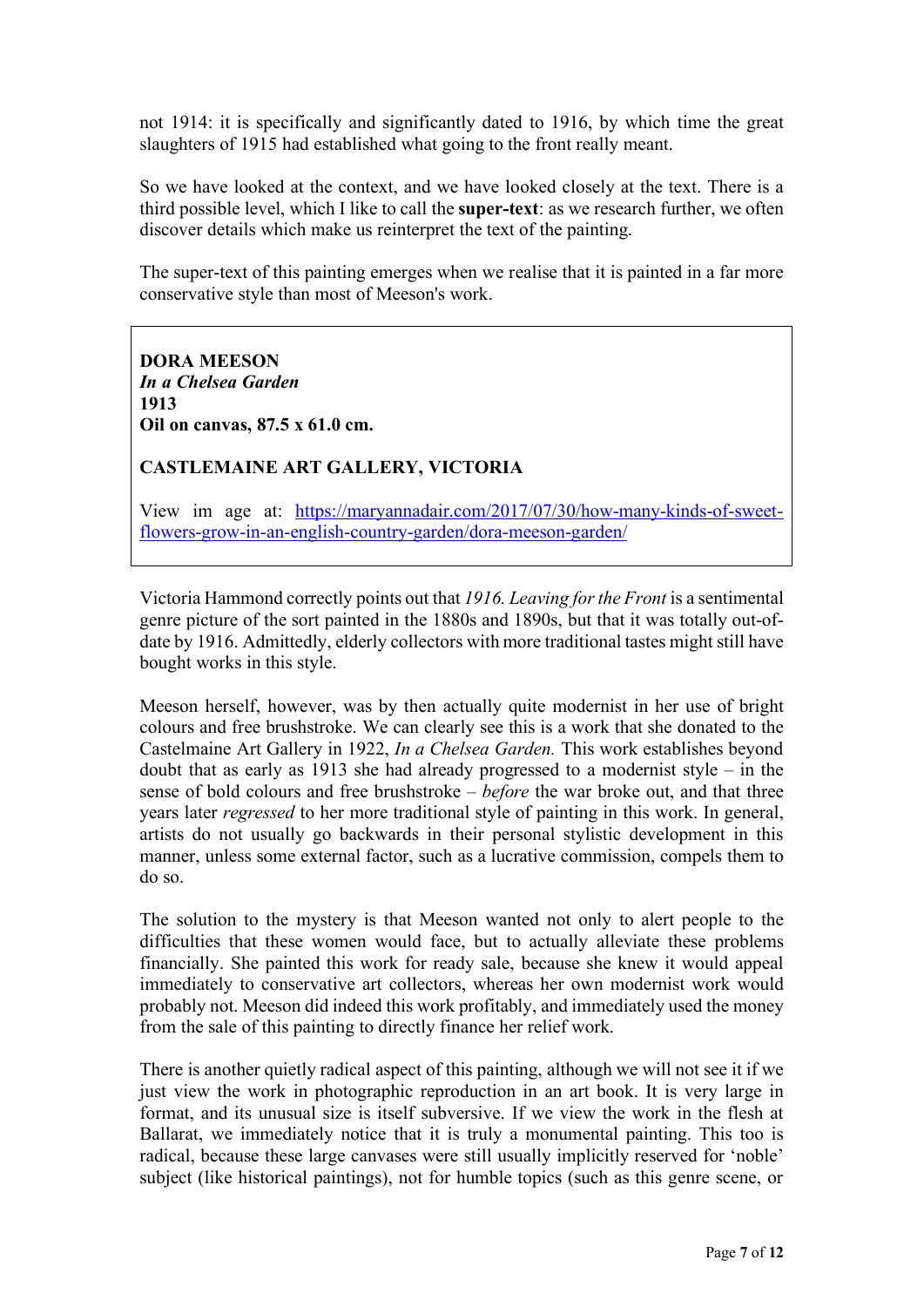not 1914: it is specifically and significantly dated to 1916, by which time the great slaughters of 1915 had established what going to the front really meant.

So we have looked at the context, and we have looked closely at the text. There is a third possible level, which I like to call the **super-text**: as we research further, we often discover details which make us reinterpret the text of the painting.

The super-text of this painting emerges when we realise that it is painted in a far more conservative style than most of Meeson's work.

> **DORA MEESON**
> ***In a Chelsea Garden***
> **1913**
> **Oil on canvas, 87.5 x 61.0 cm.**
>
> **CASTLEMAINE ART GALLERY, VICTORIA**
>
> View im age at: [https://maryannadair.com/2017/07/30/how-many-kinds-of-sweet-flowers-grow-in-an-english-country-garden/dora-meeson-garden/](https://maryannadair.com/2017/07/30/how-many-kinds-of-sweet-flowers-grow-in-an-english-country-garden/dora-meeson-garden/)

Victoria Hammond correctly points out that *1916. Leaving for the Front* is a sentimental genre picture of the sort painted in the 1880s and 1890s, but that it was totally out-of-date by 1916. Admittedly, elderly collectors with more traditional tastes might still have bought works in this style.

Meeson herself, however, was by then actually quite modernist in her use of bright colours and free brushstroke. We can clearly see this is a work that she donated to the Castelmaine Art Gallery in 1922, *In a Chelsea Garden.* This work establishes beyond doubt that as early as 1913 she had already progressed to a modernist style – in the sense of bold colours and free brushstroke – *before* the war broke out, and that three years later *regressed* to her more traditional style of painting in this work. In general, artists do not usually go backwards in their personal stylistic development in this manner, unless some external factor, such as a lucrative commission, compels them to do so.

The solution to the mystery is that Meeson wanted not only to alert people to the difficulties that these women would face, but to actually alleviate these problems financially. She painted this work for ready sale, because she knew it would appeal immediately to conservative art collectors, whereas her own modernist work would probably not. Meeson did indeed this work profitably, and immediately used the money from the sale of this painting to directly finance her relief work.

There is another quietly radical aspect of this painting, although we will not see it if we just view the work in photographic reproduction in an art book. It is very large in format, and its unusual size is itself subversive. If we view the work in the flesh at Ballarat, we immediately notice that it is truly a monumental painting. This too is radical, because these large canvases were still usually implicitly reserved for 'noble' subject (like historical paintings), not for humble topics (such as this genre scene, or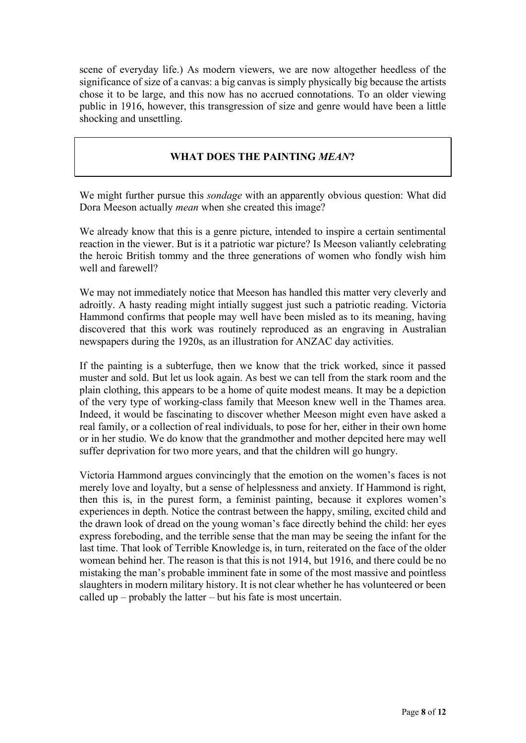scene of everyday life.) As modern viewers, we are now altogether heedless of the significance of size of a canvas: a big canvas is simply physically big because the artists chose it to be large, and this now has no accrued connotations. To an older viewing public in 1916, however, this transgression of size and genre would have been a little shocking and unsettling.

## WHAT DOES THE PAINTING *MEAN*?

We might further pursue this *sondage* with an apparently obvious question: What did Dora Meeson actually *mean* when she created this image?

We already know that this is a genre picture, intended to inspire a certain sentimental reaction in the viewer. But is it a patriotic war picture? Is Meeson valiantly celebrating the heroic British tommy and the three generations of women who fondly wish him well and farewell?

We may not immediately notice that Meeson has handled this matter very cleverly and adroitly. A hasty reading might intially suggest just such a patriotic reading. Victoria Hammond confirms that people may well have been misled as to its meaning, having discovered that this work was routinely reproduced as an engraving in Australian newspapers during the 1920s, as an illustration for ANZAC day activities.

If the painting is a subterfuge, then we know that the trick worked, since it passed muster and sold. But let us look again. As best we can tell from the stark room and the plain clothing, this appears to be a home of quite modest means. It may be a depiction of the very type of working-class family that Meeson knew well in the Thames area. Indeed, it would be fascinating to discover whether Meeson might even have asked a real family, or a collection of real individuals, to pose for her, either in their own home or in her studio. We do know that the grandmother and mother depcited here may well suffer deprivation for two more years, and that the children will go hungry.

Victoria Hammond argues convincingly that the emotion on the women's faces is not merely love and loyalty, but a sense of helplessness and anxiety. If Hammond is right, then this is, in the purest form, a feminist painting, because it explores women's experiences in depth. Notice the contrast between the happy, smiling, excited child and the drawn look of dread on the young woman's face directly behind the child: her eyes express foreboding, and the terrible sense that the man may be seeing the infant for the last time. That look of Terrible Knowledge is, in turn, reiterated on the face of the older womean behind her. The reason is that this is not 1914, but 1916, and there could be no mistaking the man's probable imminent fate in some of the most massive and pointless slaughters in modern military history. It is not clear whether he has volunteered or been called up – probably the latter – but his fate is most uncertain.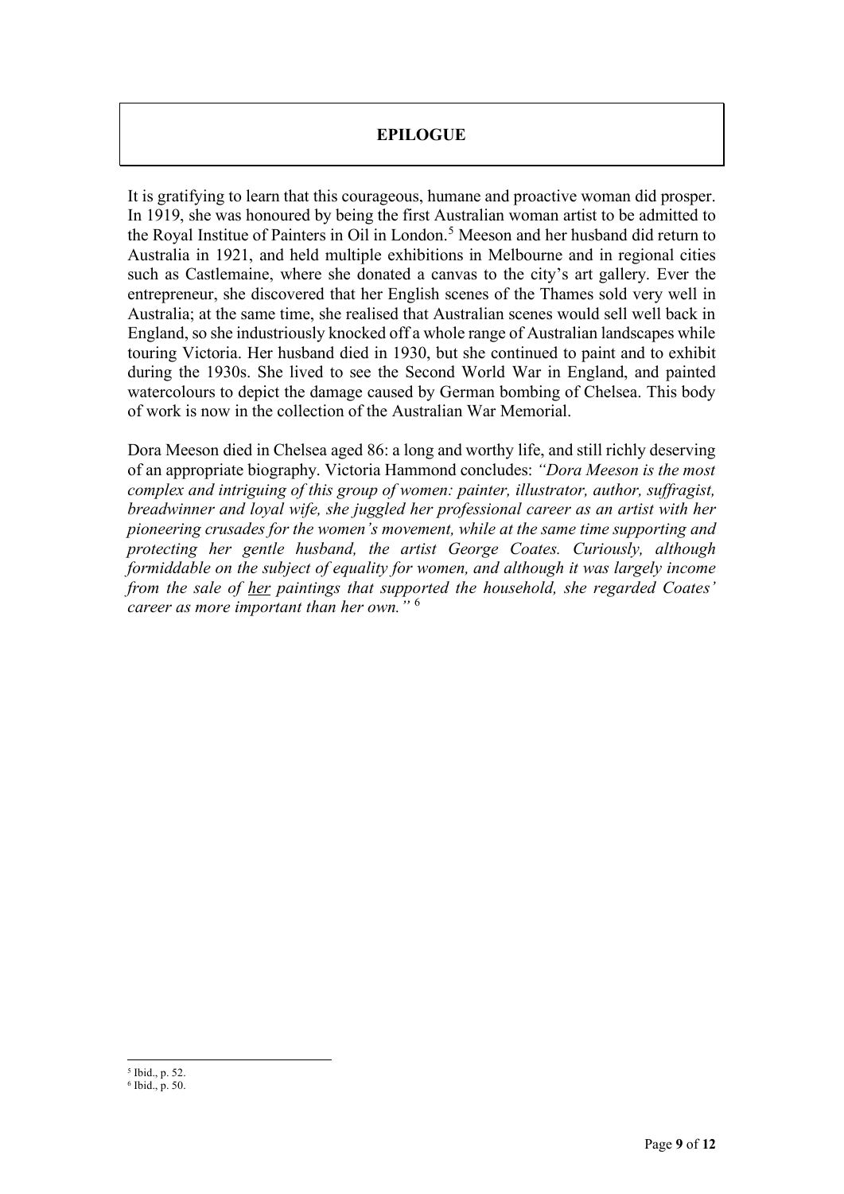## EPILOGUE

It is gratifying to learn that this courageous, humane and proactive woman did prosper. In 1919, she was honoured by being the first Australian woman artist to be admitted to the Royal Institue of Painters in Oil in London.[5] Meeson and her husband did return to Australia in 1921, and held multiple exhibitions in Melbourne and in regional cities such as Castlemaine, where she donated a canvas to the city's art gallery. Ever the entrepreneur, she discovered that her English scenes of the Thames sold very well in Australia; at the same time, she realised that Australian scenes would sell well back in England, so she industriously knocked off a whole range of Australian landscapes while touring Victoria. Her husband died in 1930, but she continued to paint and to exhibit during the 1930s. She lived to see the Second World War in England, and painted watercolours to depict the damage caused by German bombing of Chelsea. This body of work is now in the collection of the Australian War Memorial.

Dora Meeson died in Chelsea aged 86: a long and worthy life, and still richly deserving of an appropriate biography. Victoria Hammond concludes: *"Dora Meeson is the most complex and intriguing of this group of women: painter, illustrator, author, suffragist, breadwinner and loyal wife, she juggled her professional career as an artist with her pioneering crusades for the women's movement, while at the same time supporting and protecting her gentle husband, the artist George Coates. Curiously, although formiddable on the subject of equality for women, and although it was largely income from the sale of <u>her</u> paintings that supported the household, she regarded Coates' career as more important than her own."* [6]

---

[5] Ibid., p. 52.
[6] Ibid., p. 50.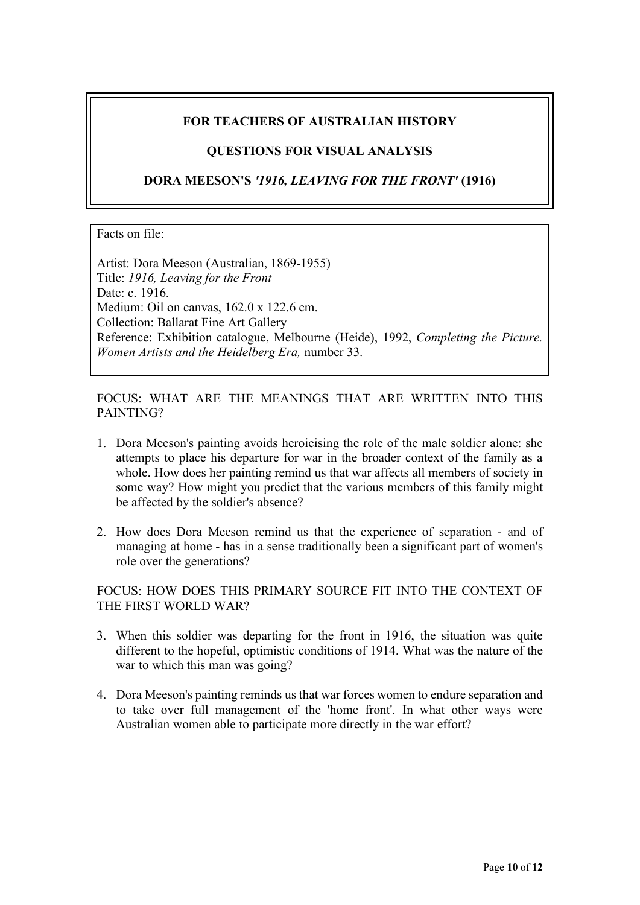**FOR TEACHERS OF AUSTRALIAN HISTORY**

**QUESTIONS FOR VISUAL ANALYSIS**

**DORA MEESON'S *'1916, LEAVING FOR THE FRONT'* (1916)**

Facts on file:

Artist: Dora Meeson (Australian, 1869-1955)
Title: *1916, Leaving for the Front*
Date: c. 1916.
Medium: Oil on canvas, 162.0 x 122.6 cm.
Collection: Ballarat Fine Art Gallery
Reference: Exhibition catalogue, Melbourne (Heide), 1992, *Completing the Picture. Women Artists and the Heidelberg Era,* number 33.

FOCUS: WHAT ARE THE MEANINGS THAT ARE WRITTEN INTO THIS PAINTING?

1. Dora Meeson's painting avoids heroicising the role of the male soldier alone: she attempts to place his departure for war in the broader context of the family as a whole. How does her painting remind us that war affects all members of society in some way? How might you predict that the various members of this family might be affected by the soldier's absence?

2. How does Dora Meeson remind us that the experience of separation - and of managing at home - has in a sense traditionally been a significant part of women's role over the generations?

FOCUS: HOW DOES THIS PRIMARY SOURCE FIT INTO THE CONTEXT OF THE FIRST WORLD WAR?

3. When this soldier was departing for the front in 1916, the situation was quite different to the hopeful, optimistic conditions of 1914. What was the nature of the war to which this man was going?

4. Dora Meeson's painting reminds us that war forces women to endure separation and to take over full management of the 'home front'. In what other ways were Australian women able to participate more directly in the war effort?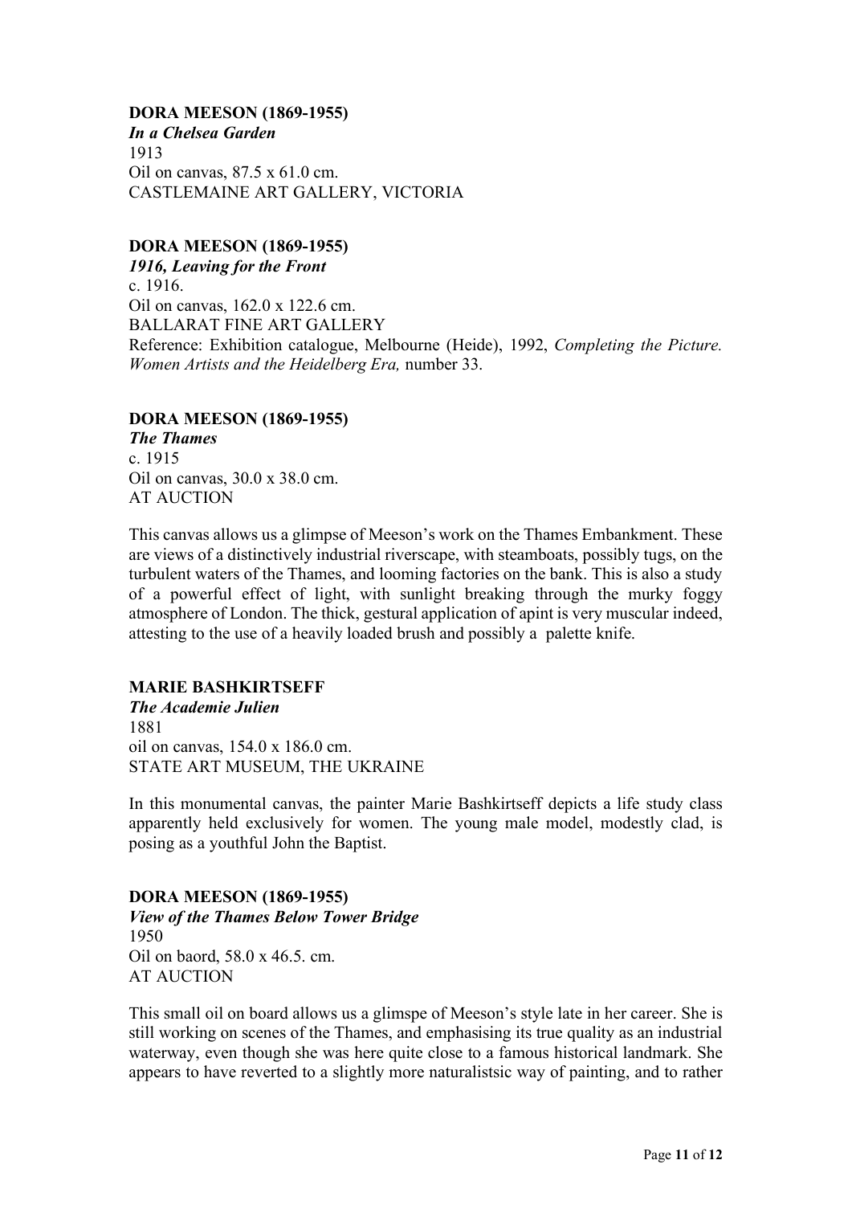**DORA MEESON (1869-1955)**
***In a Chelsea Garden***
1913
Oil on canvas, 87.5 x 61.0 cm.
CASTLEMAINE ART GALLERY, VICTORIA

**DORA MEESON (1869-1955)**
***1916, Leaving for the Front***
c. 1916.
Oil on canvas, 162.0 x 122.6 cm.
BALLARAT FINE ART GALLERY
Reference: Exhibition catalogue, Melbourne (Heide), 1992, *Completing the Picture. Women Artists and the Heidelberg Era,* number 33.

**DORA MEESON (1869-1955)**
***The Thames***
c. 1915
Oil on canvas, 30.0 x 38.0 cm.
AT AUCTION

This canvas allows us a glimpse of Meeson's work on the Thames Embankment. These are views of a distinctively industrial riverscape, with steamboats, possibly tugs, on the turbulent waters of the Thames, and looming factories on the bank. This is also a study of a powerful effect of light, with sunlight breaking through the murky foggy atmosphere of London. The thick, gestural application of apint is very muscular indeed, attesting to the use of a heavily loaded brush and possibly a palette knife.

**MARIE BASHKIRTSEFF**
***The Academie Julien***
1881
oil on canvas, 154.0 x 186.0 cm.
STATE ART MUSEUM, THE UKRAINE

In this monumental canvas, the painter Marie Bashkirtseff depicts a life study class apparently held exclusively for women. The young male model, modestly clad, is posing as a youthful John the Baptist.

**DORA MEESON (1869-1955)**
***View of the Thames Below Tower Bridge***
1950
Oil on baord, 58.0 x 46.5. cm.
AT AUCTION

This small oil on board allows us a glimspe of Meeson's style late in her career. She is still working on scenes of the Thames, and emphasising its true quality as an industrial waterway, even though she was here quite close to a famous historical landmark. She appears to have reverted to a slightly more naturalistsic way of painting, and to rather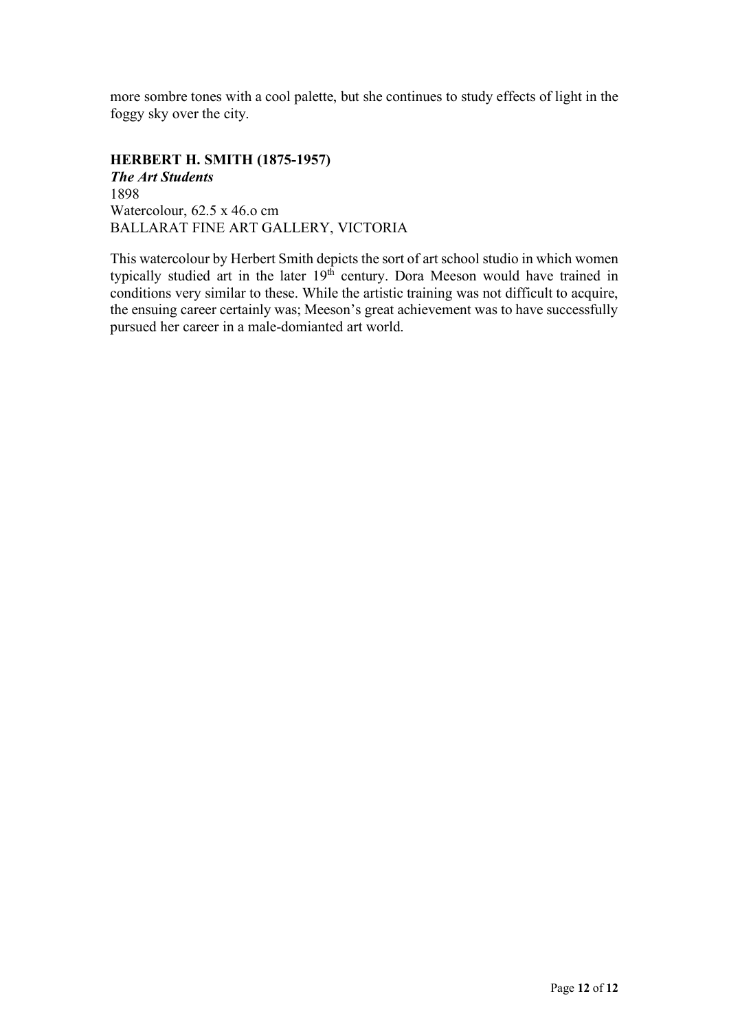more sombre tones with a cool palette, but she continues to study effects of light in the foggy sky over the city.

**HERBERT H. SMITH (1875-1957)**
***The Art Students***
1898
Watercolour, 62.5 x 46.o cm
BALLARAT FINE ART GALLERY, VICTORIA

This watercolour by Herbert Smith depicts the sort of art school studio in which women typically studied art in the later 19th century. Dora Meeson would have trained in conditions very similar to these. While the artistic training was not difficult to acquire, the ensuing career certainly was; Meeson's great achievement was to have successfully pursued her career in a male-domianted art world.